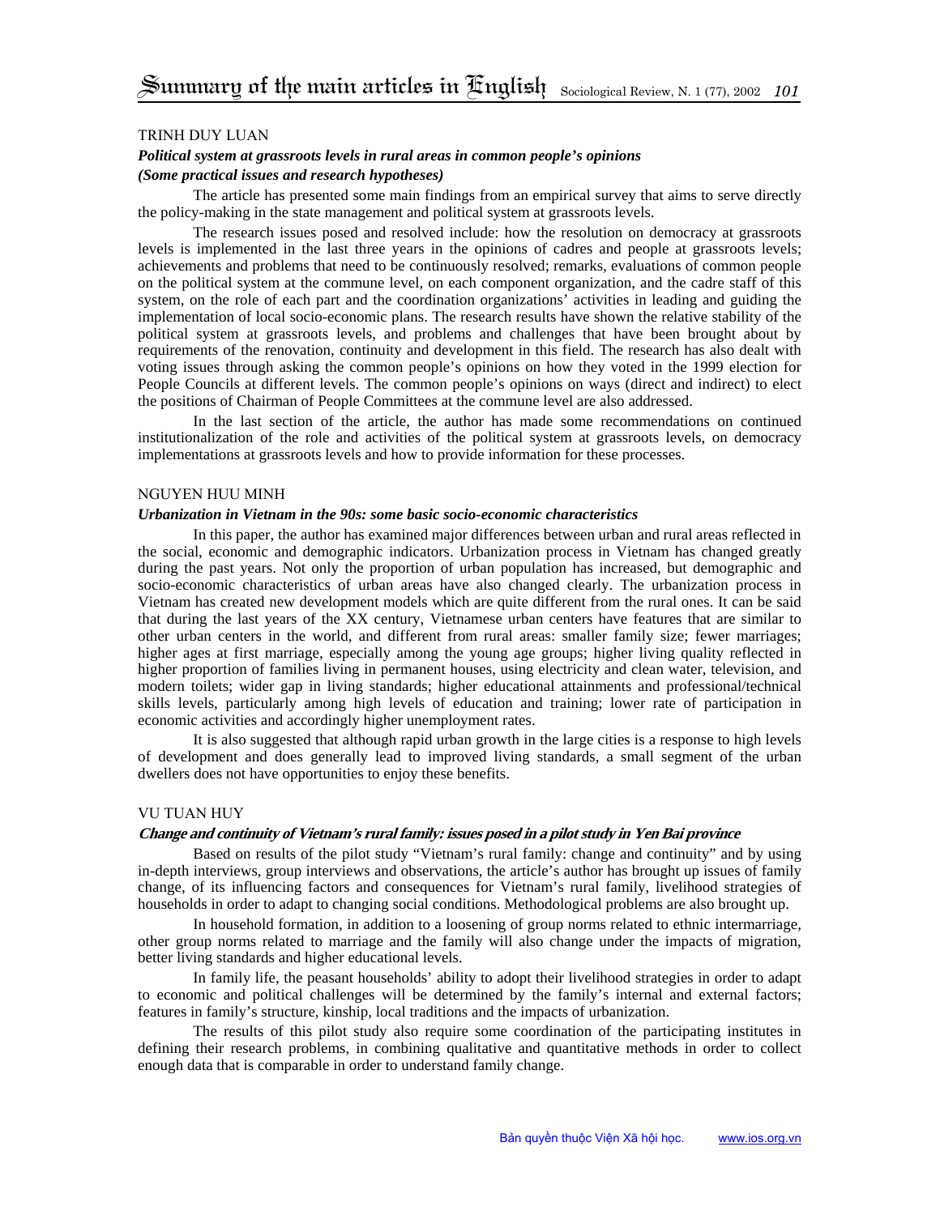# Summary of the main articles in English

TRINH DUY LUAN

***Political system at grassroots levels in rural areas in common people's opinions (Some practical issues and research hypotheses)***

The article has presented some main findings from an empirical survey that aims to serve directly the policy-making in the state management and political system at grassroots levels.

The research issues posed and resolved include: how the resolution on democracy at grassroots levels is implemented in the last three years in the opinions of cadres and people at grassroots levels; achievements and problems that need to be continuously resolved; remarks, evaluations of common people on the political system at the commune level, on each component organization, and the cadre staff of this system, on the role of each part and the coordination organizations' activities in leading and guiding the implementation of local socio-economic plans. The research results have shown the relative stability of the political system at grassroots levels, and problems and challenges that have been brought about by requirements of the renovation, continuity and development in this field. The research has also dealt with voting issues through asking the common people's opinions on how they voted in the 1999 election for People Councils at different levels. The common people's opinions on ways (direct and indirect) to elect the positions of Chairman of People Committees at the commune level are also addressed.

In the last section of the article, the author has made some recommendations on continued institutionalization of the role and activities of the political system at grassroots levels, on democracy implementations at grassroots levels and how to provide information for these processes.

NGUYEN HUU MINH

***Urbanization in Vietnam in the 90s: some basic socio-economic characteristics***

In this paper, the author has examined major differences between urban and rural areas reflected in the social, economic and demographic indicators. Urbanization process in Vietnam has changed greatly during the past years. Not only the proportion of urban population has increased, but demographic and socio-economic characteristics of urban areas have also changed clearly. The urbanization process in Vietnam has created new development models which are quite different from the rural ones. It can be said that during the last years of the XX century, Vietnamese urban centers have features that are similar to other urban centers in the world, and different from rural areas: smaller family size; fewer marriages; higher ages at first marriage, especially among the young age groups; higher living quality reflected in higher proportion of families living in permanent houses, using electricity and clean water, television, and modern toilets; wider gap in living standards; higher educational attainments and professional/technical skills levels, particularly among high levels of education and training; lower rate of participation in economic activities and accordingly higher unemployment rates.

It is also suggested that although rapid urban growth in the large cities is a response to high levels of development and does generally lead to improved living standards, a small segment of the urban dwellers does not have opportunities to enjoy these benefits.

VU TUAN HUY

***Change and continuity of Vietnam's rural family: issues posed in a pilot study in Yen Bai province***

Based on results of the pilot study "Vietnam's rural family: change and continuity" and by using in-depth interviews, group interviews and observations, the article's author has brought up issues of family change, of its influencing factors and consequences for Vietnam's rural family, livelihood strategies of households in order to adapt to changing social conditions. Methodological problems are also brought up.

In household formation, in addition to a loosening of group norms related to ethnic intermarriage, other group norms related to marriage and the family will also change under the impacts of migration, better living standards and higher educational levels.

In family life, the peasant households' ability to adopt their livelihood strategies in order to adapt to economic and political challenges will be determined by the family's internal and external factors; features in family's structure, kinship, local traditions and the impacts of urbanization.

The results of this pilot study also require some coordination of the participating institutes in defining their research problems, in combining qualitative and quantitative methods in order to collect enough data that is comparable in order to understand family change.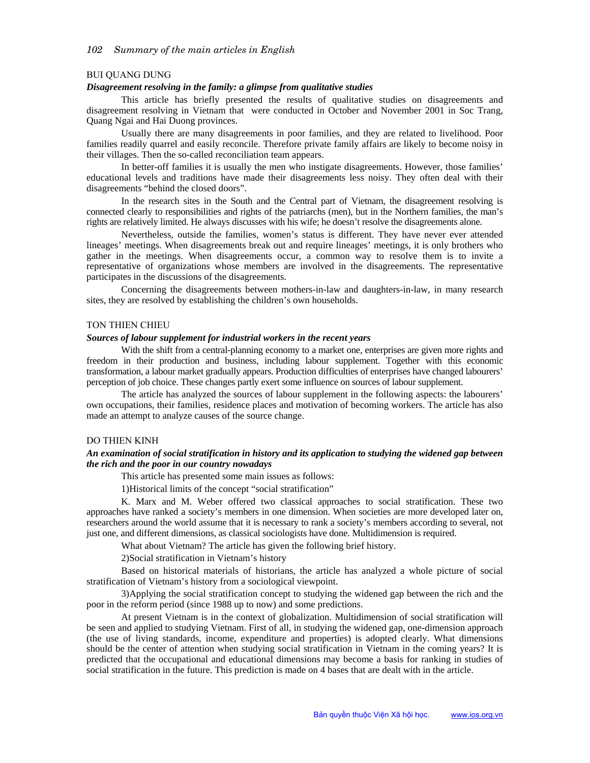BUI QUANG DUNG

***Disagreement resolving in the family: a glimpse from qualitative studies***

This article has briefly presented the results of qualitative studies on disagreements and disagreement resolving in Vietnam that were conducted in October and November 2001 in Soc Trang, Quang Ngai and Hai Duong provinces.

Usually there are many disagreements in poor families, and they are related to livelihood. Poor families readily quarrel and easily reconcile. Therefore private family affairs are likely to become noisy in their villages. Then the so-called reconciliation team appears.

In better-off families it is usually the men who instigate disagreements. However, those families' educational levels and traditions have made their disagreements less noisy. They often deal with their disagreements "behind the closed doors".

In the research sites in the South and the Central part of Vietnam, the disagreement resolving is connected clearly to responsibilities and rights of the patriarchs (men), but in the Northern families, the man's rights are relatively limited. He always discusses with his wife; he doesn't resolve the disagreements alone.

Nevertheless, outside the families, women's status is different. They have never ever attended lineages' meetings. When disagreements break out and require lineages' meetings, it is only brothers who gather in the meetings. When disagreements occur, a common way to resolve them is to invite a representative of organizations whose members are involved in the disagreements. The representative participates in the discussions of the disagreements.

Concerning the disagreements between mothers-in-law and daughters-in-law, in many research sites, they are resolved by establishing the children's own households.

TON THIEN CHIEU

***Sources of labour supplement for industrial workers in the recent years***

With the shift from a central-planning economy to a market one, enterprises are given more rights and freedom in their production and business, including labour supplement. Together with this economic transformation, a labour market gradually appears. Production difficulties of enterprises have changed labourers' perception of job choice. These changes partly exert some influence on sources of labour supplement.

The article has analyzed the sources of labour supplement in the following aspects: the labourers' own occupations, their families, residence places and motivation of becoming workers. The article has also made an attempt to analyze causes of the source change.

DO THIEN KINH

***An examination of social stratification in history and its application to studying the widened gap between the rich and the poor in our country nowadays***

This article has presented some main issues as follows:

1)Historical limits of the concept "social stratification"

K. Marx and M. Weber offered two classical approaches to social stratification. These two approaches have ranked a society's members in one dimension. When societies are more developed later on, researchers around the world assume that it is necessary to rank a society's members according to several, not just one, and different dimensions, as classical sociologists have done. Multidimension is required.

What about Vietnam? The article has given the following brief history.

2)Social stratification in Vietnam's history

Based on historical materials of historians, the article has analyzed a whole picture of social stratification of Vietnam's history from a sociological viewpoint.

3)Applying the social stratification concept to studying the widened gap between the rich and the poor in the reform period (since 1988 up to now) and some predictions.

At present Vietnam is in the context of globalization. Multidimension of social stratification will be seen and applied to studying Vietnam. First of all, in studying the widened gap, one-dimension approach (the use of living standards, income, expenditure and properties) is adopted clearly. What dimensions should be the center of attention when studying social stratification in Vietnam in the coming years? It is predicted that the occupational and educational dimensions may become a basis for ranking in studies of social stratification in the future. This prediction is made on 4 bases that are dealt with in the article.